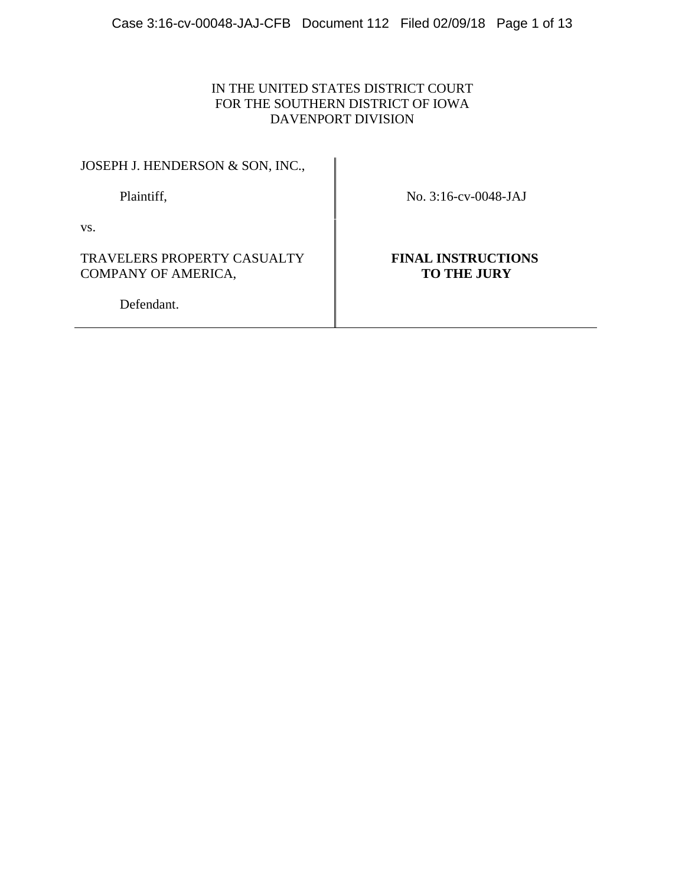IN THE UNITED STATES DISTRICT COURT
FOR THE SOUTHERN DISTRICT OF IOWA
DAVENPORT DIVISION

| | |
|---|---|
| JOSEPH J. HENDERSON & SON, INC., | |
| Plaintiff, | No. 3:16-cv-0048-JAJ |
| vs. | |
| TRAVELERS PROPERTY CASUALTY COMPANY OF AMERICA, | **FINAL INSTRUCTIONS TO THE JURY** |
| Defendant. | |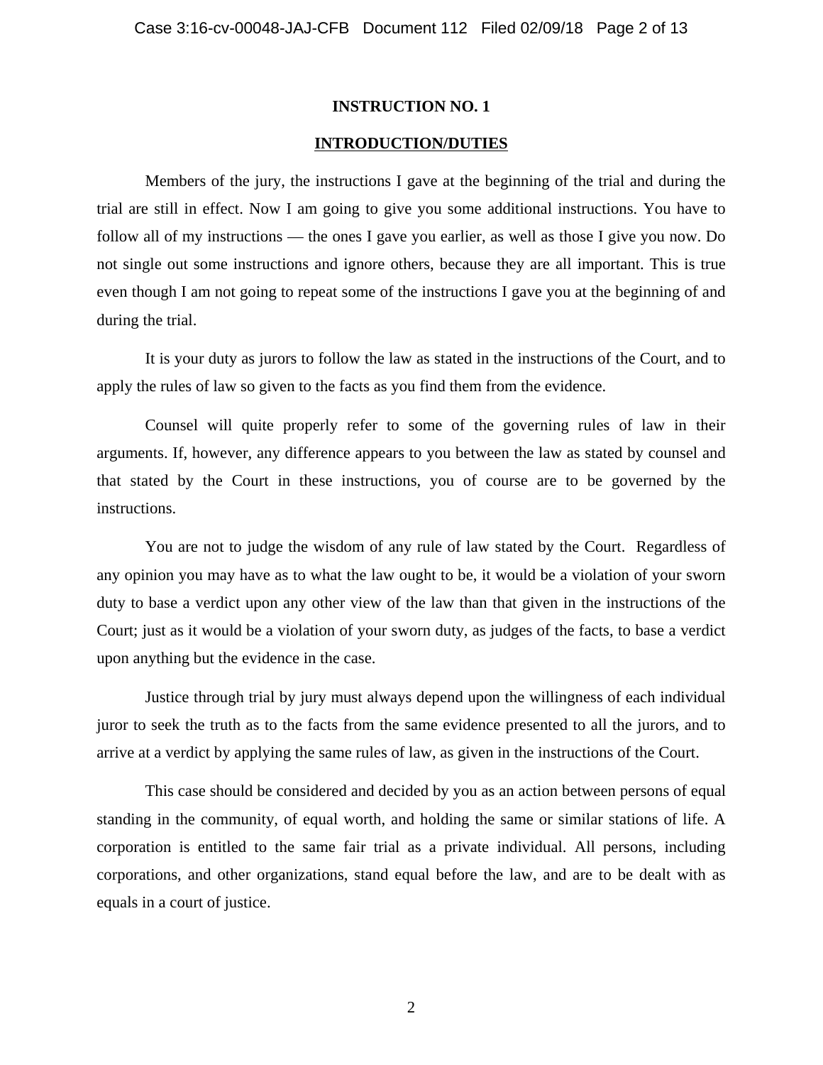## INSTRUCTION NO. 1

## INTRODUCTION/DUTIES

Members of the jury, the instructions I gave at the beginning of the trial and during the trial are still in effect. Now I am going to give you some additional instructions. You have to follow all of my instructions — the ones I gave you earlier, as well as those I give you now. Do not single out some instructions and ignore others, because they are all important. This is true even though I am not going to repeat some of the instructions I gave you at the beginning of and during the trial.

It is your duty as jurors to follow the law as stated in the instructions of the Court, and to apply the rules of law so given to the facts as you find them from the evidence.

Counsel will quite properly refer to some of the governing rules of law in their arguments. If, however, any difference appears to you between the law as stated by counsel and that stated by the Court in these instructions, you of course are to be governed by the instructions.

You are not to judge the wisdom of any rule of law stated by the Court. Regardless of any opinion you may have as to what the law ought to be, it would be a violation of your sworn duty to base a verdict upon any other view of the law than that given in the instructions of the Court; just as it would be a violation of your sworn duty, as judges of the facts, to base a verdict upon anything but the evidence in the case.

Justice through trial by jury must always depend upon the willingness of each individual juror to seek the truth as to the facts from the same evidence presented to all the jurors, and to arrive at a verdict by applying the same rules of law, as given in the instructions of the Court.

This case should be considered and decided by you as an action between persons of equal standing in the community, of equal worth, and holding the same or similar stations of life. A corporation is entitled to the same fair trial as a private individual. All persons, including corporations, and other organizations, stand equal before the law, and are to be dealt with as equals in a court of justice.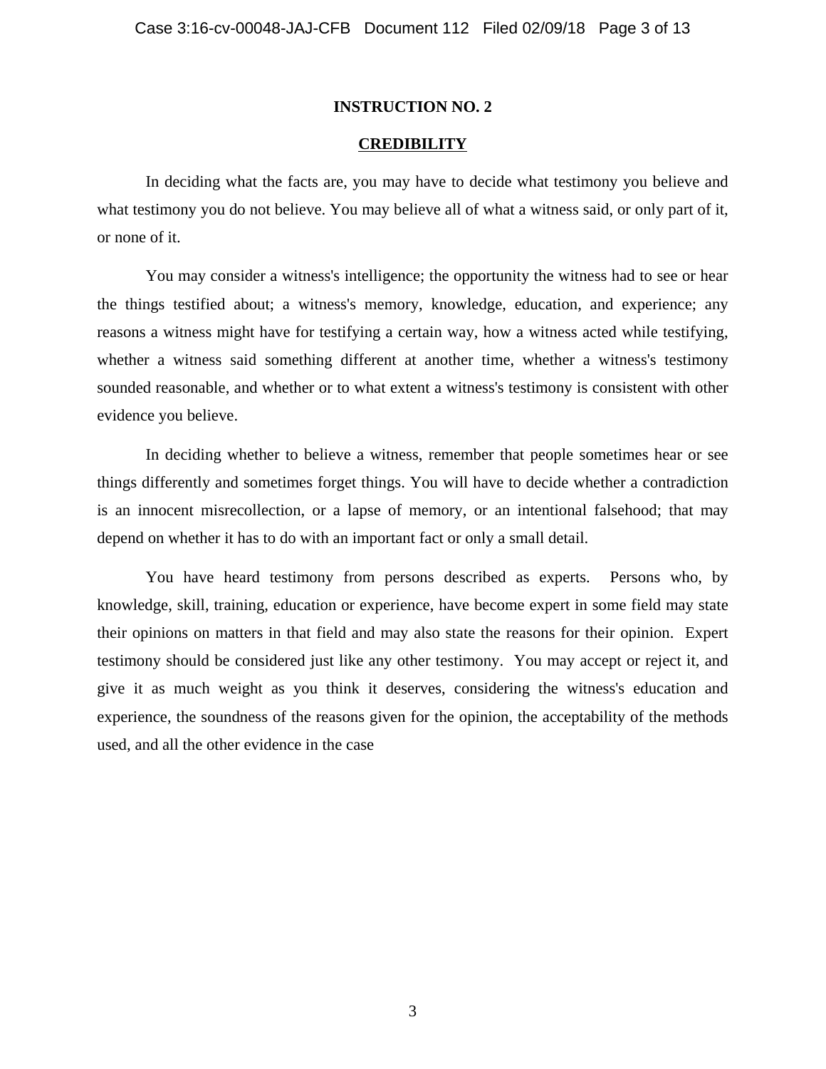## INSTRUCTION NO. 2

## CREDIBILITY

In deciding what the facts are, you may have to decide what testimony you believe and what testimony you do not believe. You may believe all of what a witness said, or only part of it, or none of it.

You may consider a witness's intelligence; the opportunity the witness had to see or hear the things testified about; a witness's memory, knowledge, education, and experience; any reasons a witness might have for testifying a certain way, how a witness acted while testifying, whether a witness said something different at another time, whether a witness's testimony sounded reasonable, and whether or to what extent a witness's testimony is consistent with other evidence you believe.

In deciding whether to believe a witness, remember that people sometimes hear or see things differently and sometimes forget things. You will have to decide whether a contradiction is an innocent misrecollection, or a lapse of memory, or an intentional falsehood; that may depend on whether it has to do with an important fact or only a small detail.

You have heard testimony from persons described as experts. Persons who, by knowledge, skill, training, education or experience, have become expert in some field may state their opinions on matters in that field and may also state the reasons for their opinion. Expert testimony should be considered just like any other testimony. You may accept or reject it, and give it as much weight as you think it deserves, considering the witness's education and experience, the soundness of the reasons given for the opinion, the acceptability of the methods used, and all the other evidence in the case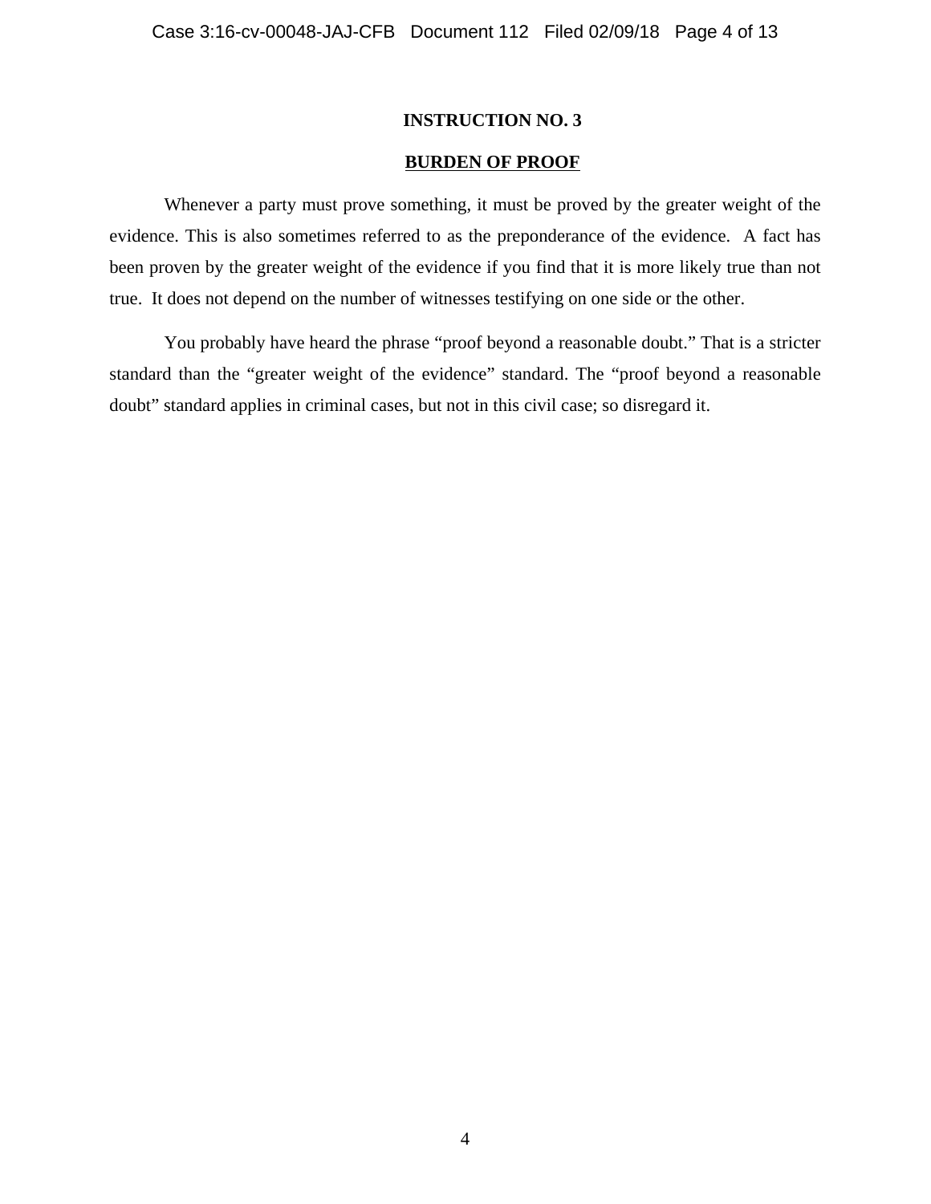## INSTRUCTION NO. 3

## BURDEN OF PROOF

Whenever a party must prove something, it must be proved by the greater weight of the evidence. This is also sometimes referred to as the preponderance of the evidence. A fact has been proven by the greater weight of the evidence if you find that it is more likely true than not true. It does not depend on the number of witnesses testifying on one side or the other.

You probably have heard the phrase "proof beyond a reasonable doubt." That is a stricter standard than the "greater weight of the evidence" standard. The "proof beyond a reasonable doubt" standard applies in criminal cases, but not in this civil case; so disregard it.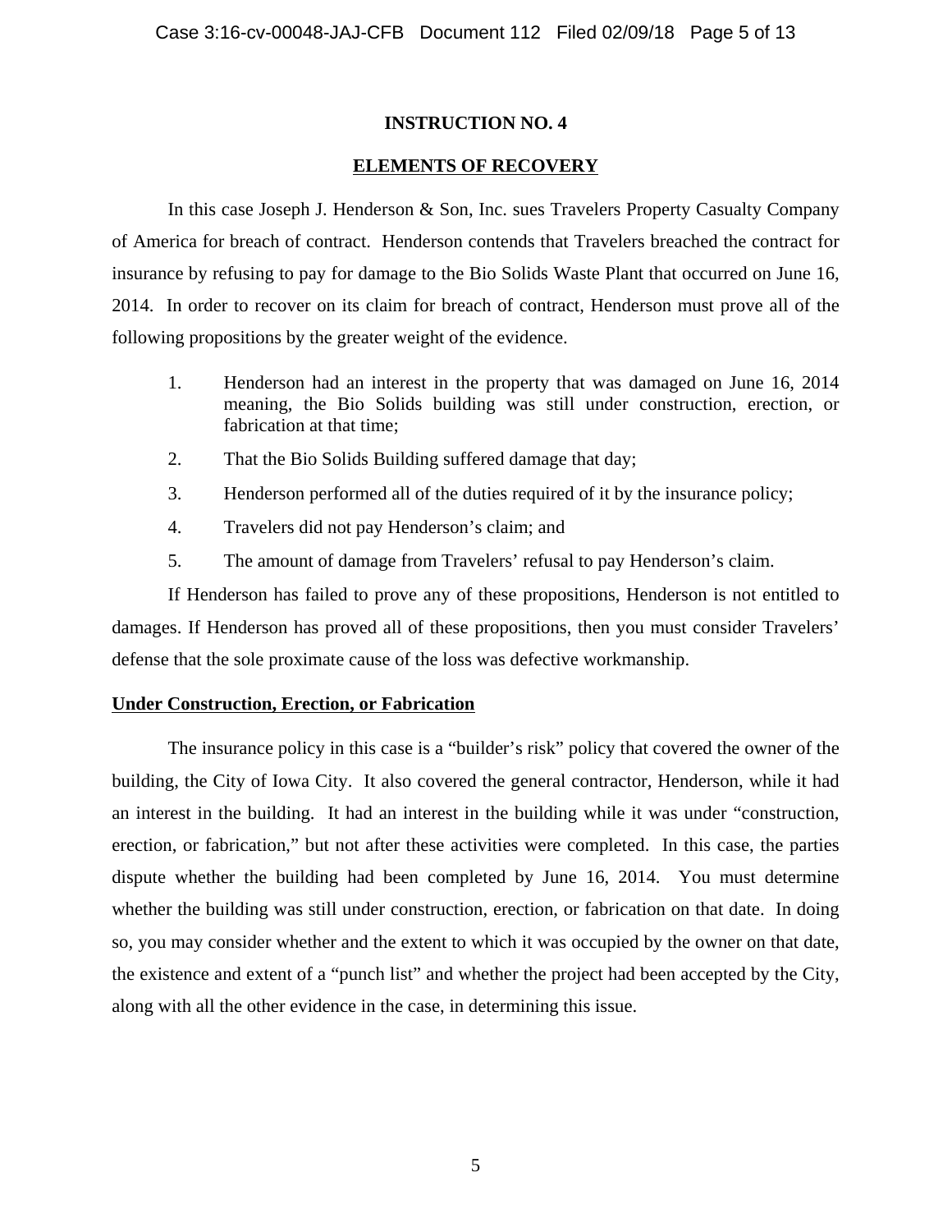**INSTRUCTION NO. 4**

**ELEMENTS OF RECOVERY**

In this case Joseph J. Henderson & Son, Inc. sues Travelers Property Casualty Company of America for breach of contract. Henderson contends that Travelers breached the contract for insurance by refusing to pay for damage to the Bio Solids Waste Plant that occurred on June 16, 2014. In order to recover on its claim for breach of contract, Henderson must prove all of the following propositions by the greater weight of the evidence.

1. Henderson had an interest in the property that was damaged on June 16, 2014 meaning, the Bio Solids building was still under construction, erection, or fabrication at that time;
2. That the Bio Solids Building suffered damage that day;
3. Henderson performed all of the duties required of it by the insurance policy;
4. Travelers did not pay Henderson's claim; and
5. The amount of damage from Travelers' refusal to pay Henderson's claim.

If Henderson has failed to prove any of these propositions, Henderson is not entitled to damages. If Henderson has proved all of these propositions, then you must consider Travelers' defense that the sole proximate cause of the loss was defective workmanship.

**Under Construction, Erection, or Fabrication**

The insurance policy in this case is a "builder's risk" policy that covered the owner of the building, the City of Iowa City. It also covered the general contractor, Henderson, while it had an interest in the building. It had an interest in the building while it was under "construction, erection, or fabrication," but not after these activities were completed. In this case, the parties dispute whether the building had been completed by June 16, 2014. You must determine whether the building was still under construction, erection, or fabrication on that date. In doing so, you may consider whether and the extent to which it was occupied by the owner on that date, the existence and extent of a "punch list" and whether the project had been accepted by the City, along with all the other evidence in the case, in determining this issue.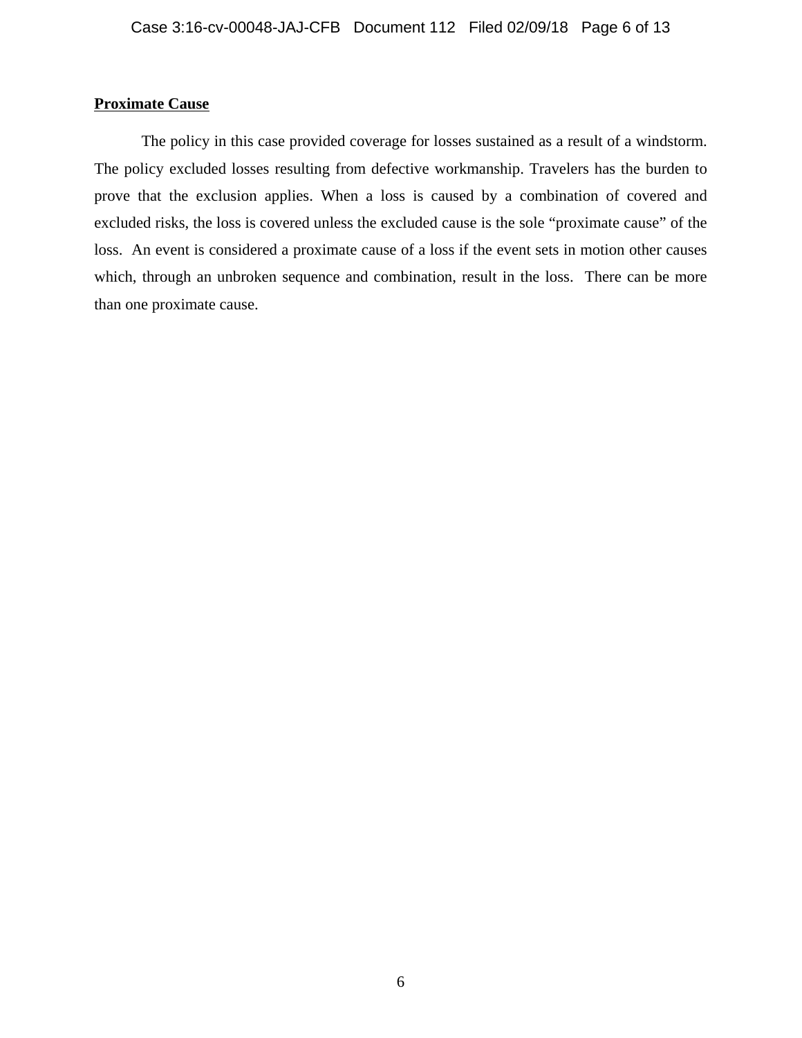**Proximate Cause**

The policy in this case provided coverage for losses sustained as a result of a windstorm. The policy excluded losses resulting from defective workmanship. Travelers has the burden to prove that the exclusion applies. When a loss is caused by a combination of covered and excluded risks, the loss is covered unless the excluded cause is the sole "proximate cause" of the loss. An event is considered a proximate cause of a loss if the event sets in motion other causes which, through an unbroken sequence and combination, result in the loss. There can be more than one proximate cause.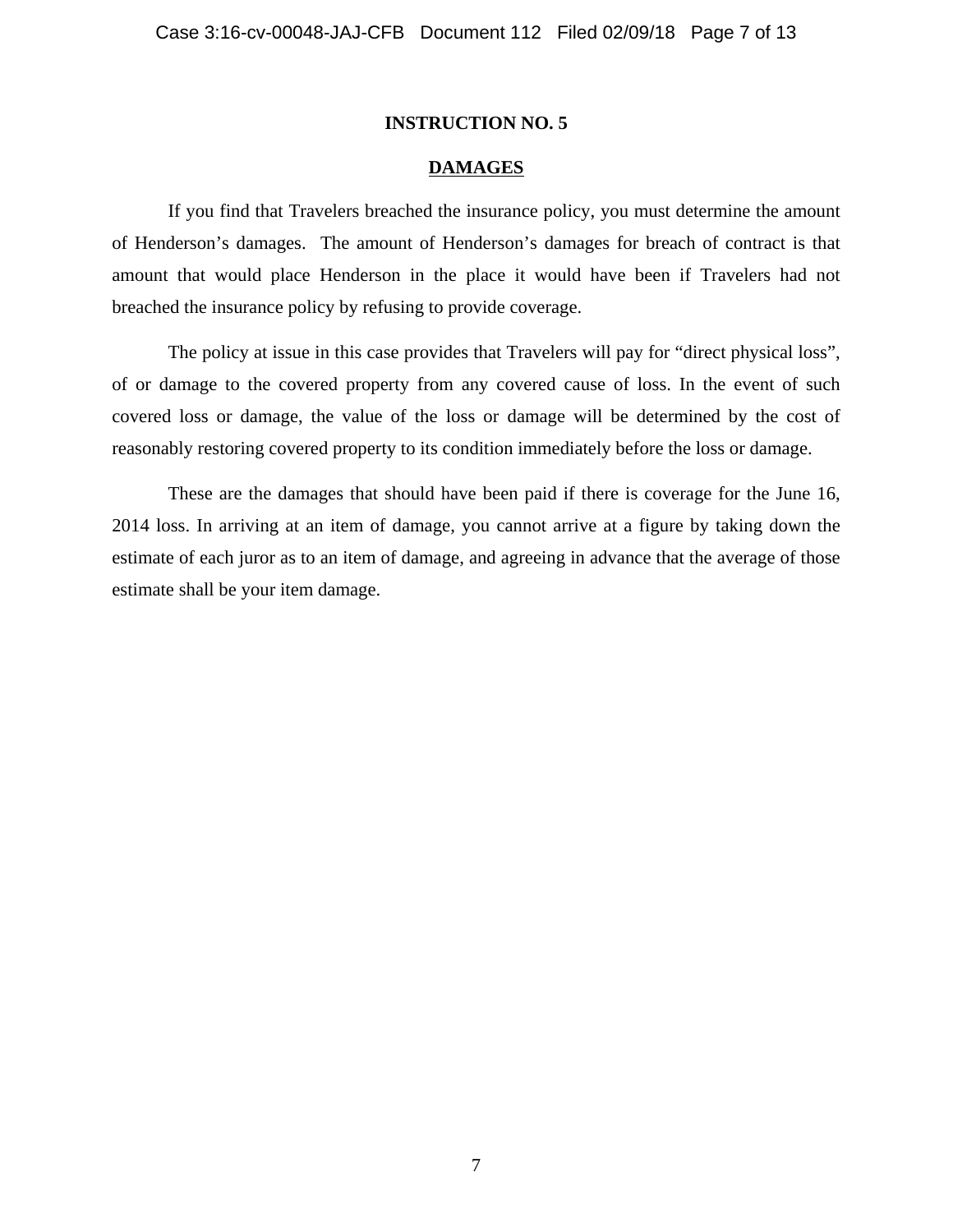**INSTRUCTION NO. 5**

**DAMAGES**

If you find that Travelers breached the insurance policy, you must determine the amount of Henderson's damages. The amount of Henderson's damages for breach of contract is that amount that would place Henderson in the place it would have been if Travelers had not breached the insurance policy by refusing to provide coverage.

The policy at issue in this case provides that Travelers will pay for "direct physical loss", of or damage to the covered property from any covered cause of loss. In the event of such covered loss or damage, the value of the loss or damage will be determined by the cost of reasonably restoring covered property to its condition immediately before the loss or damage.

These are the damages that should have been paid if there is coverage for the June 16, 2014 loss. In arriving at an item of damage, you cannot arrive at a figure by taking down the estimate of each juror as to an item of damage, and agreeing in advance that the average of those estimate shall be your item damage.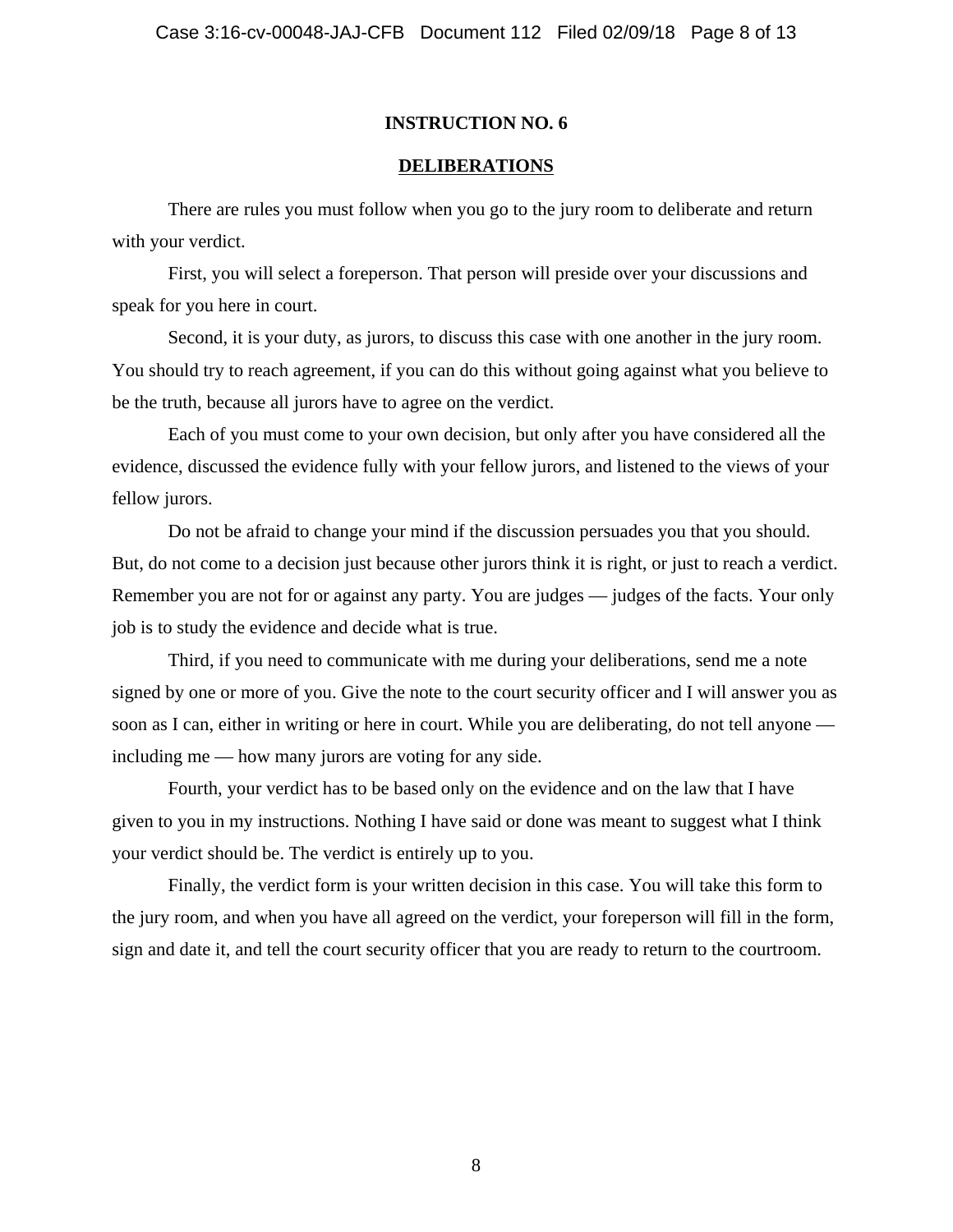**INSTRUCTION NO. 6**

**DELIBERATIONS**

There are rules you must follow when you go to the jury room to deliberate and return with your verdict.

First, you will select a foreperson. That person will preside over your discussions and speak for you here in court.

Second, it is your duty, as jurors, to discuss this case with one another in the jury room. You should try to reach agreement, if you can do this without going against what you believe to be the truth, because all jurors have to agree on the verdict.

Each of you must come to your own decision, but only after you have considered all the evidence, discussed the evidence fully with your fellow jurors, and listened to the views of your fellow jurors.

Do not be afraid to change your mind if the discussion persuades you that you should. But, do not come to a decision just because other jurors think it is right, or just to reach a verdict. Remember you are not for or against any party. You are judges — judges of the facts. Your only job is to study the evidence and decide what is true.

Third, if you need to communicate with me during your deliberations, send me a note signed by one or more of you. Give the note to the court security officer and I will answer you as soon as I can, either in writing or here in court. While you are deliberating, do not tell anyone — including me — how many jurors are voting for any side.

Fourth, your verdict has to be based only on the evidence and on the law that I have given to you in my instructions. Nothing I have said or done was meant to suggest what I think your verdict should be. The verdict is entirely up to you.

Finally, the verdict form is your written decision in this case. You will take this form to the jury room, and when you have all agreed on the verdict, your foreperson will fill in the form, sign and date it, and tell the court security officer that you are ready to return to the courtroom.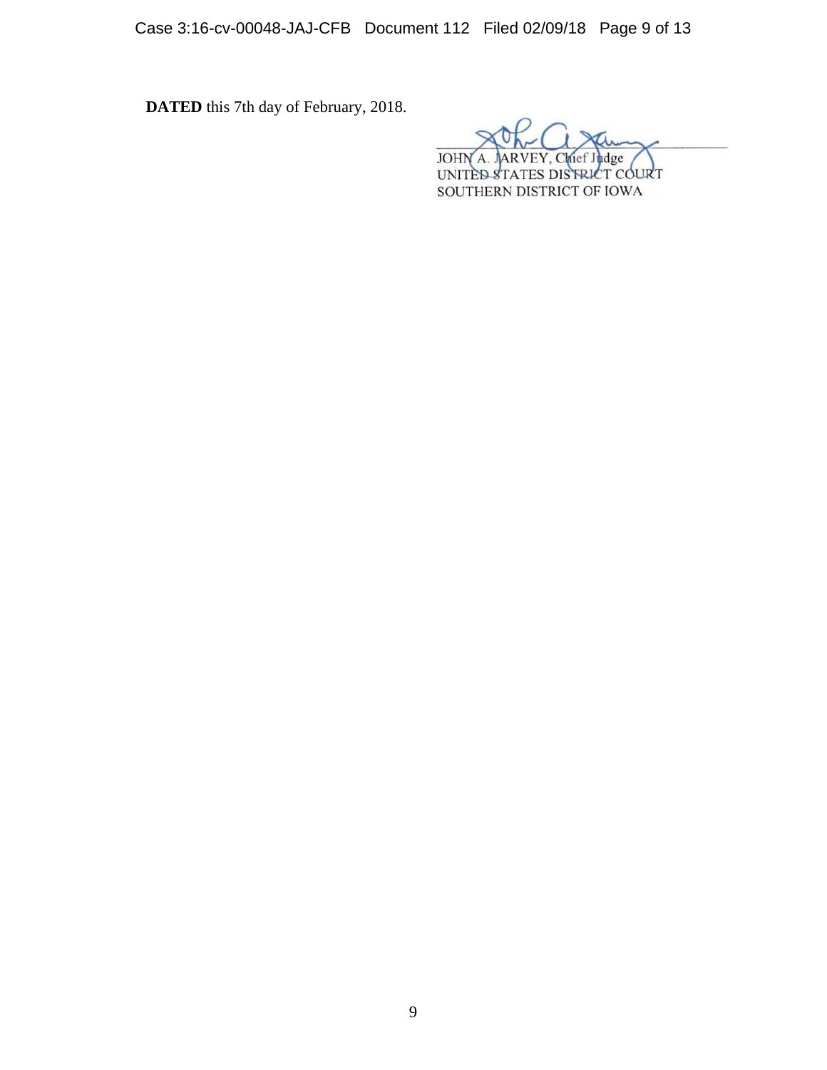**DATED** this 7th day of February, 2018.

JOHN A. JARVEY, Chief Judge
UNITED STATES DISTRICT COURT
SOUTHERN DISTRICT OF IOWA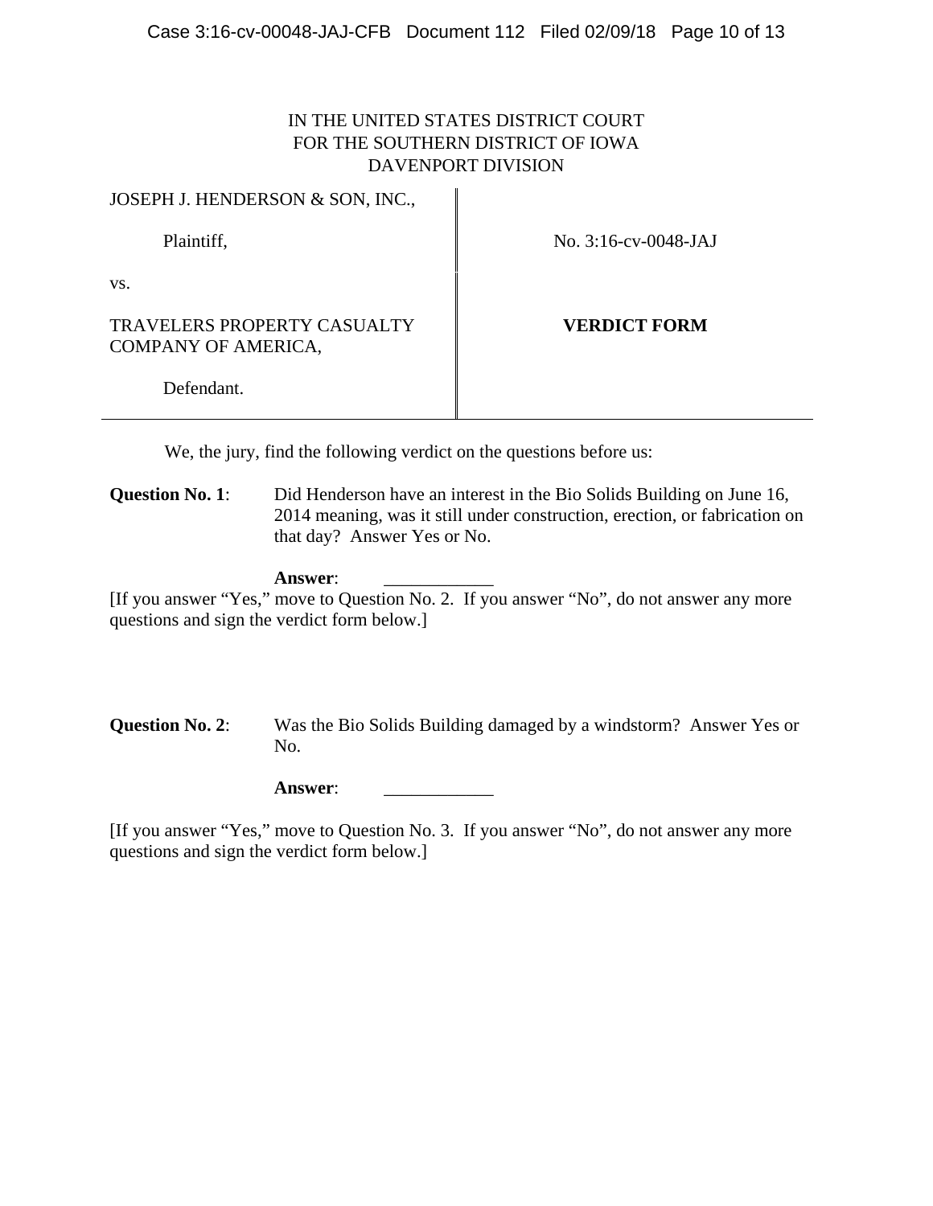IN THE UNITED STATES DISTRICT COURT
FOR THE SOUTHERN DISTRICT OF IOWA
DAVENPORT DIVISION

| | |
|---|---|
| JOSEPH J. HENDERSON & SON, INC.,<br><br>Plaintiff,<br><br>vs.<br><br>TRAVELERS PROPERTY CASUALTY COMPANY OF AMERICA,<br><br>Defendant. | No. 3:16-cv-0048-JAJ<br><br>**VERDICT FORM** |

We, the jury, find the following verdict on the questions before us:

**Question No. 1**: Did Henderson have an interest in the Bio Solids Building on June 16, 2014 meaning, was it still under construction, erection, or fabrication on that day? Answer Yes or No.

**Answer**: ____________

[If you answer "Yes," move to Question No. 2. If you answer "No", do not answer any more questions and sign the verdict form below.]

**Question No. 2**: Was the Bio Solids Building damaged by a windstorm? Answer Yes or No.

**Answer**: ____________

[If you answer "Yes," move to Question No. 3. If you answer "No", do not answer any more questions and sign the verdict form below.]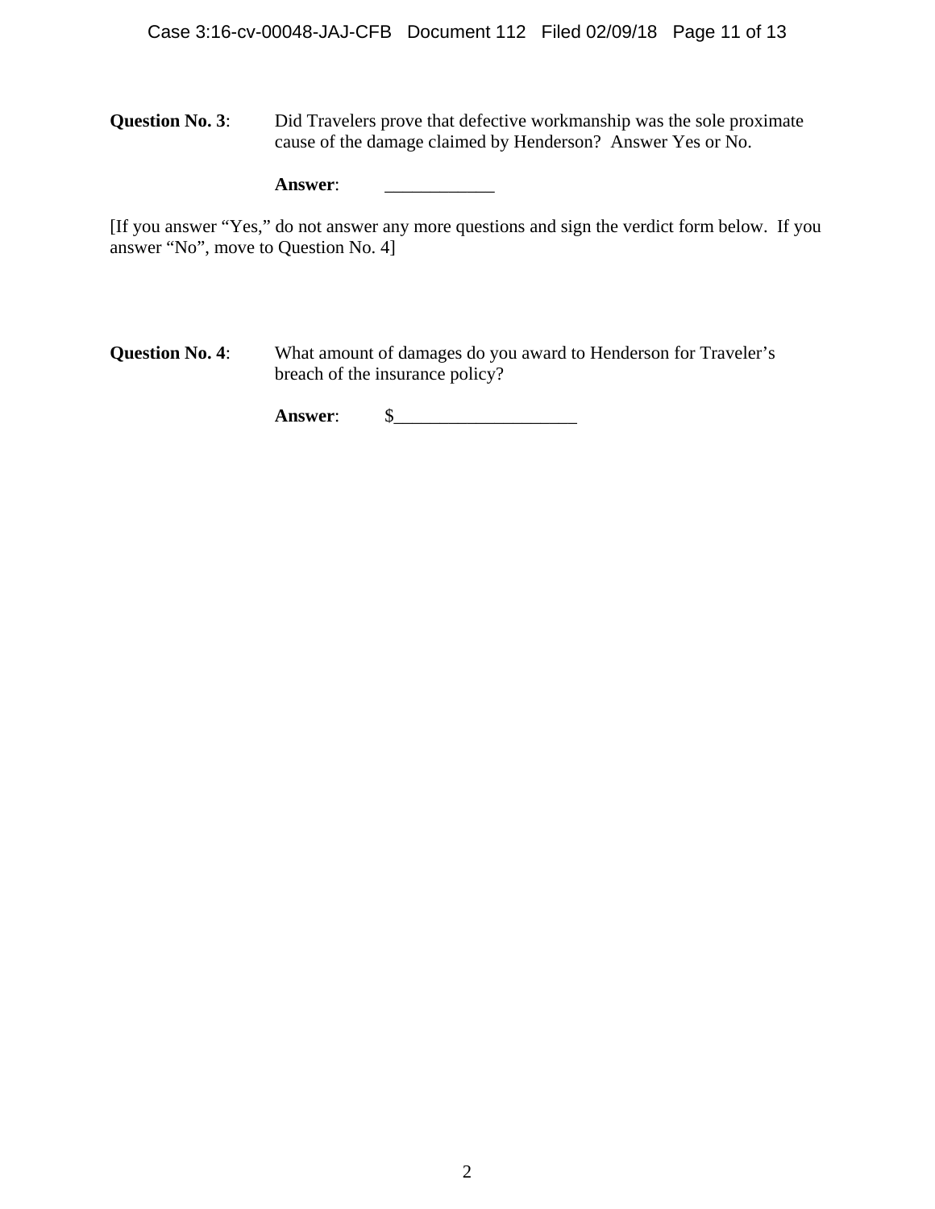**Question No. 3**: Did Travelers prove that defective workmanship was the sole proximate cause of the damage claimed by Henderson? Answer Yes or No.

**Answer**: ____________

[If you answer "Yes," do not answer any more questions and sign the verdict form below. If you answer "No", move to Question No. 4]

**Question No. 4**: What amount of damages do you award to Henderson for Traveler's breach of the insurance policy?

**Answer**: $____________________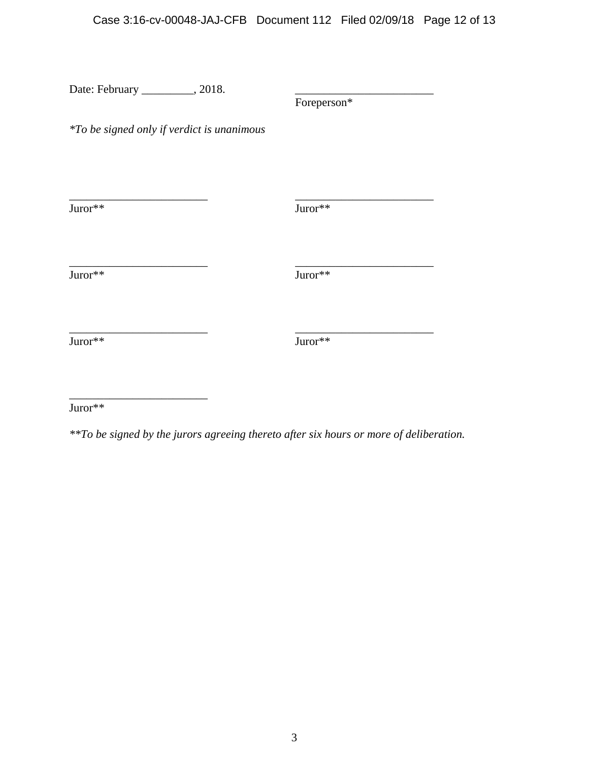Date: February _________, 2018.                    ________________________
Foreperson*

*\*To be signed only if verdict is unanimous*

________________________                    ________________________
Juror**                                     Juror**

________________________                    ________________________
Juror**                                     Juror**

________________________                    ________________________
Juror**                                     Juror**

________________________
Juror**

*\*\*To be signed by the jurors agreeing thereto after six hours or more of deliberation.*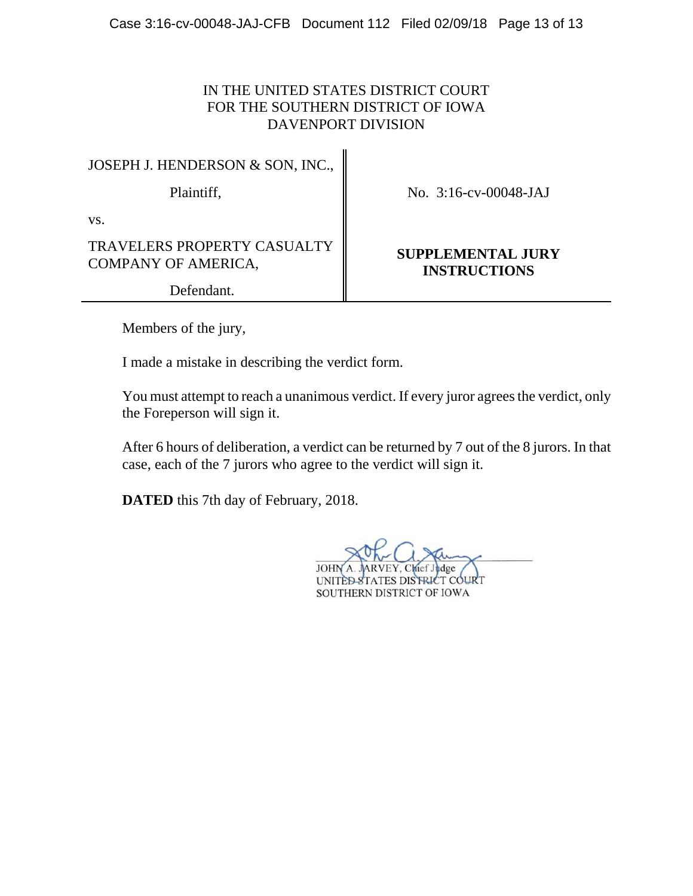IN THE UNITED STATES DISTRICT COURT
FOR THE SOUTHERN DISTRICT OF IOWA
DAVENPORT DIVISION

| | |
|---|---|
| JOSEPH J. HENDERSON & SON, INC.,<br><br>Plaintiff,<br><br>vs.<br><br>TRAVELERS PROPERTY CASUALTY COMPANY OF AMERICA,<br><br>Defendant. | No. 3:16-cv-00048-JAJ<br><br>**SUPPLEMENTAL JURY INSTRUCTIONS** |

Members of the jury,

I made a mistake in describing the verdict form.

You must attempt to reach a unanimous verdict. If every juror agrees the verdict, only the Foreperson will sign it.

After 6 hours of deliberation, a verdict can be returned by 7 out of the 8 jurors. In that case, each of the 7 jurors who agree to the verdict will sign it.

**DATED** this 7th day of February, 2018.

JOHN A. JARVEY, Chief Judge
UNITED STATES DISTRICT COURT
SOUTHERN DISTRICT OF IOWA